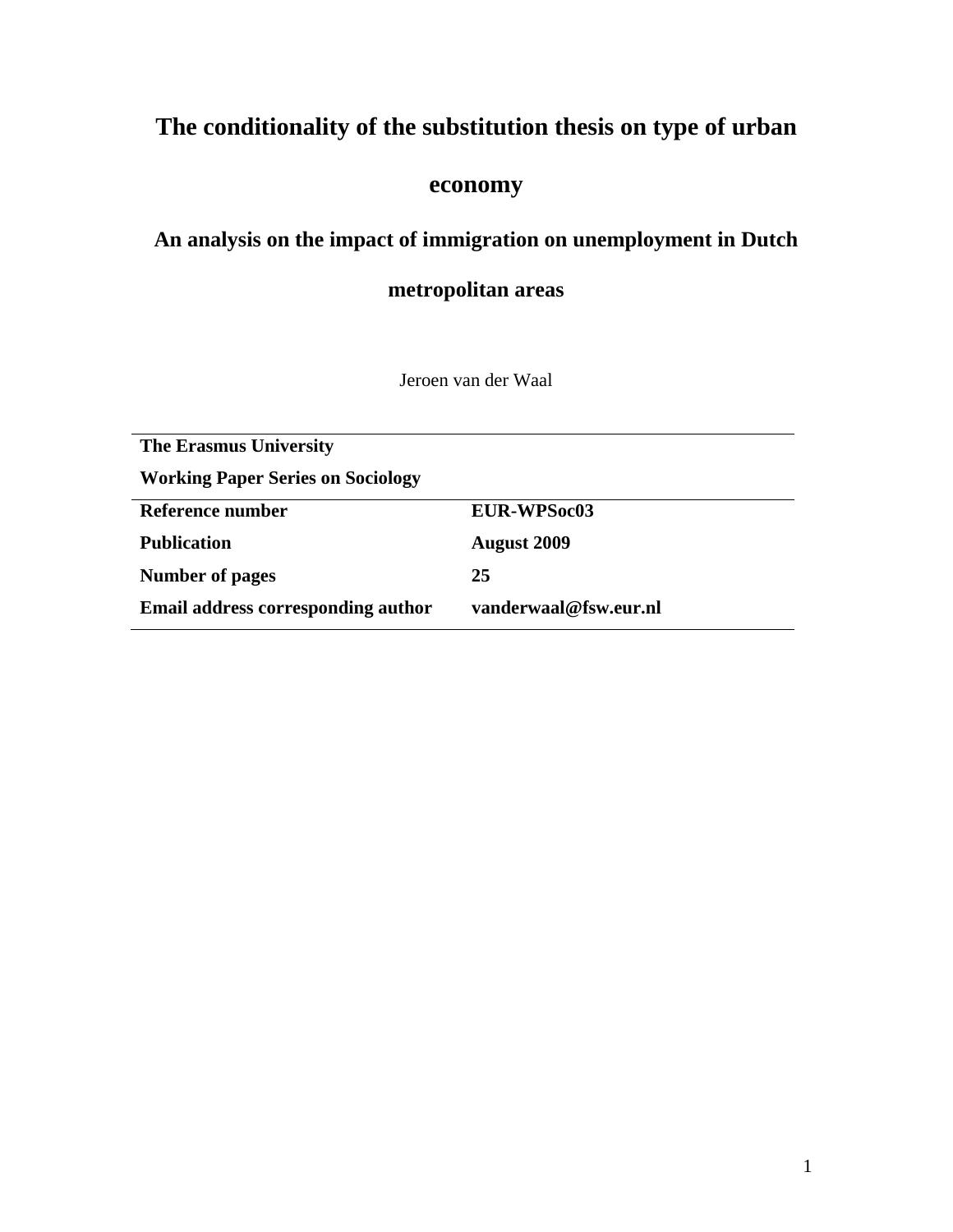# The conditionality of the substitution thesis on type of urban economy

## An analysis on the impact of immigration on unemployment in Dutch metropolitan areas

Jeroen van der Waal

| **The Erasmus University** | |
|---|---|
| **Working Paper Series on Sociology** | |
| **Reference number** | **EUR-WPSoc03** |
| **Publication** | **August 2009** |
| **Number of pages** | **25** |
| **Email address corresponding author** | **vanderwaal@fsw.eur.nl** |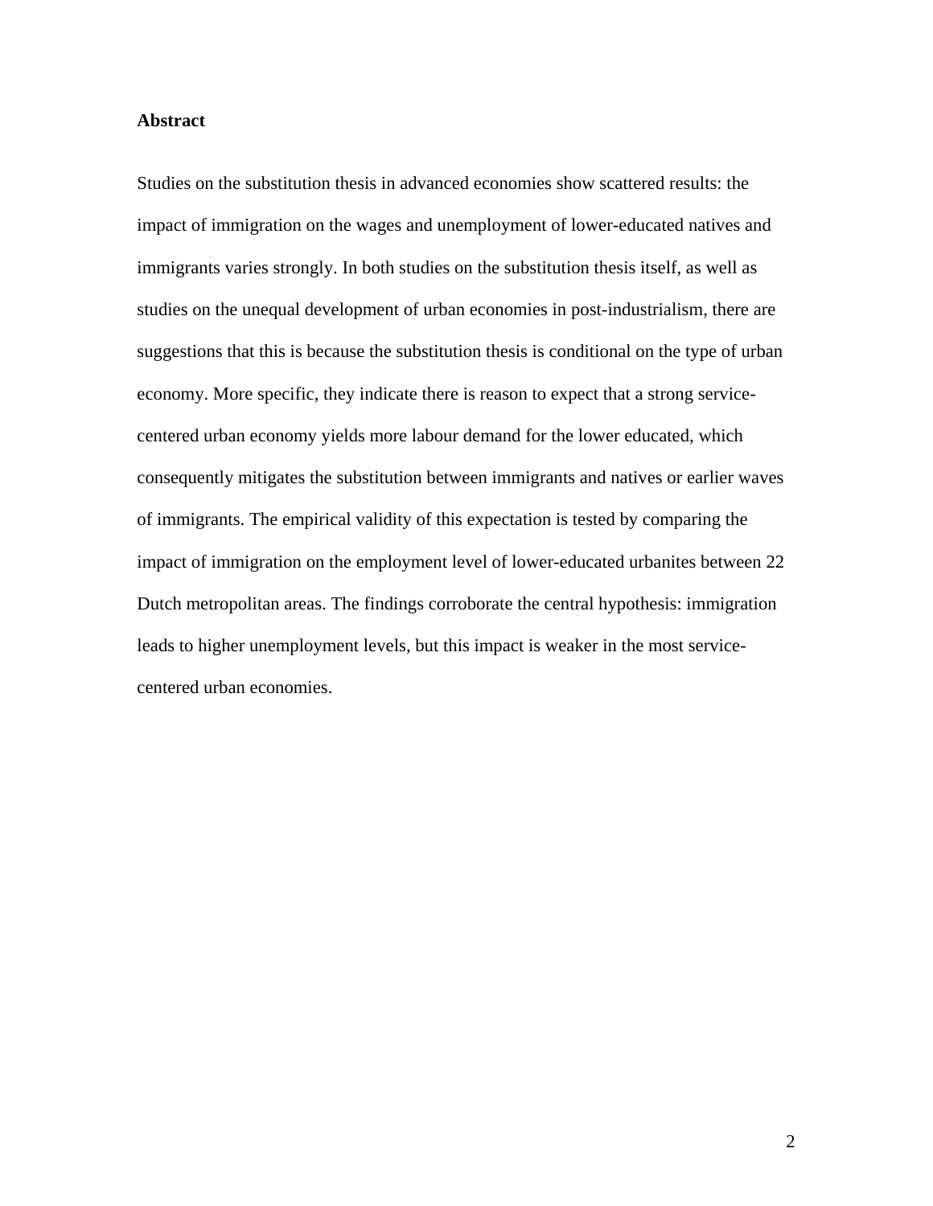## Abstract

Studies on the substitution thesis in advanced economies show scattered results: the impact of immigration on the wages and unemployment of lower-educated natives and immigrants varies strongly. In both studies on the substitution thesis itself, as well as studies on the unequal development of urban economies in post-industrialism, there are suggestions that this is because the substitution thesis is conditional on the type of urban economy. More specific, they indicate there is reason to expect that a strong service-centered urban economy yields more labour demand for the lower educated, which consequently mitigates the substitution between immigrants and natives or earlier waves of immigrants. The empirical validity of this expectation is tested by comparing the impact of immigration on the employment level of lower-educated urbanites between 22 Dutch metropolitan areas. The findings corroborate the central hypothesis: immigration leads to higher unemployment levels, but this impact is weaker in the most service-centered urban economies.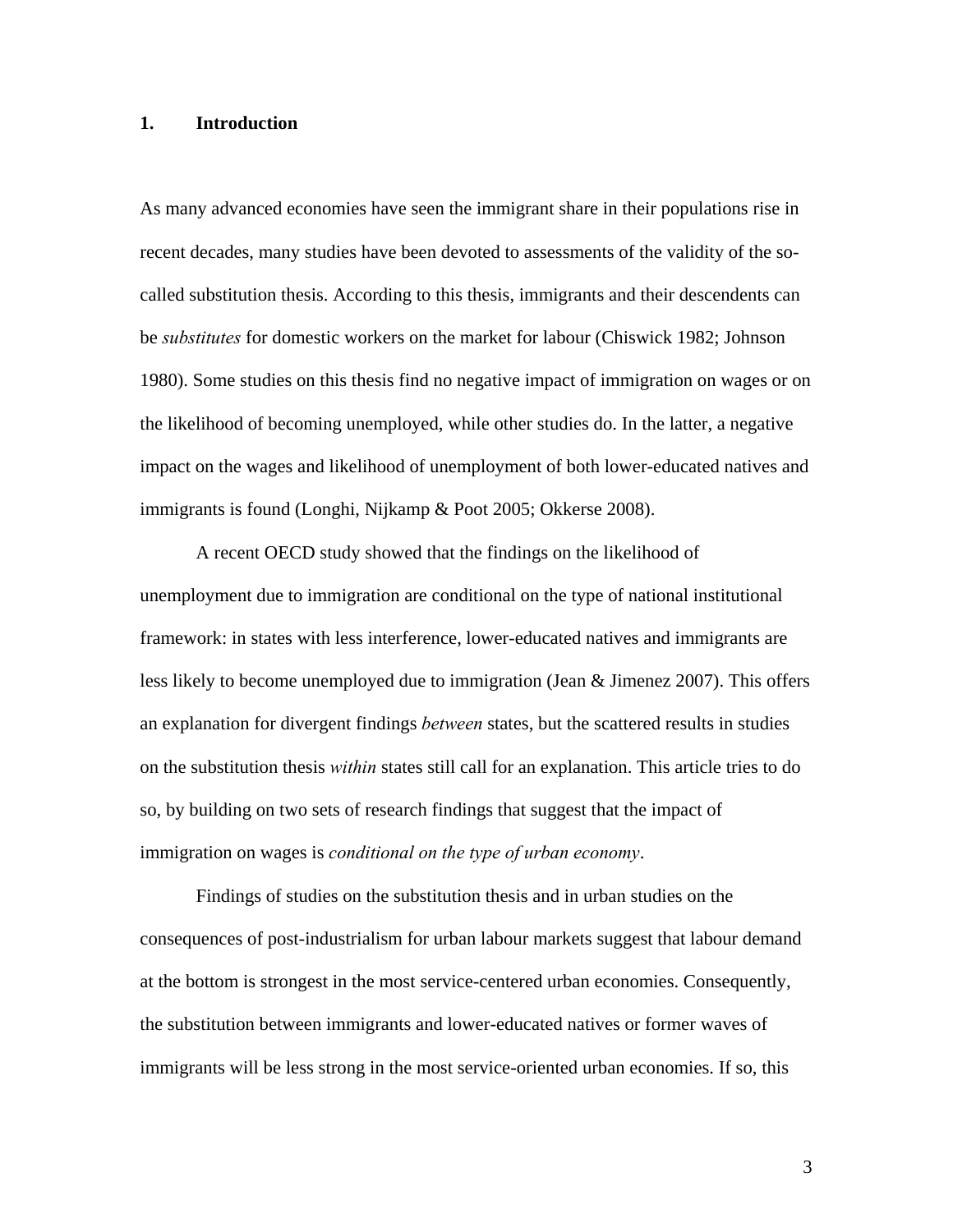## 1. Introduction

As many advanced economies have seen the immigrant share in their populations rise in recent decades, many studies have been devoted to assessments of the validity of the so-called substitution thesis. According to this thesis, immigrants and their descendents can be *substitutes* for domestic workers on the market for labour (Chiswick 1982; Johnson 1980). Some studies on this thesis find no negative impact of immigration on wages or on the likelihood of becoming unemployed, while other studies do. In the latter, a negative impact on the wages and likelihood of unemployment of both lower-educated natives and immigrants is found (Longhi, Nijkamp & Poot 2005; Okkerse 2008).

A recent OECD study showed that the findings on the likelihood of unemployment due to immigration are conditional on the type of national institutional framework: in states with less interference, lower-educated natives and immigrants are less likely to become unemployed due to immigration (Jean & Jimenez 2007). This offers an explanation for divergent findings *between* states, but the scattered results in studies on the substitution thesis *within* states still call for an explanation. This article tries to do so, by building on two sets of research findings that suggest that the impact of immigration on wages is *conditional on the type of urban economy*.

Findings of studies on the substitution thesis and in urban studies on the consequences of post-industrialism for urban labour markets suggest that labour demand at the bottom is strongest in the most service-centered urban economies. Consequently, the substitution between immigrants and lower-educated natives or former waves of immigrants will be less strong in the most service-oriented urban economies. If so, this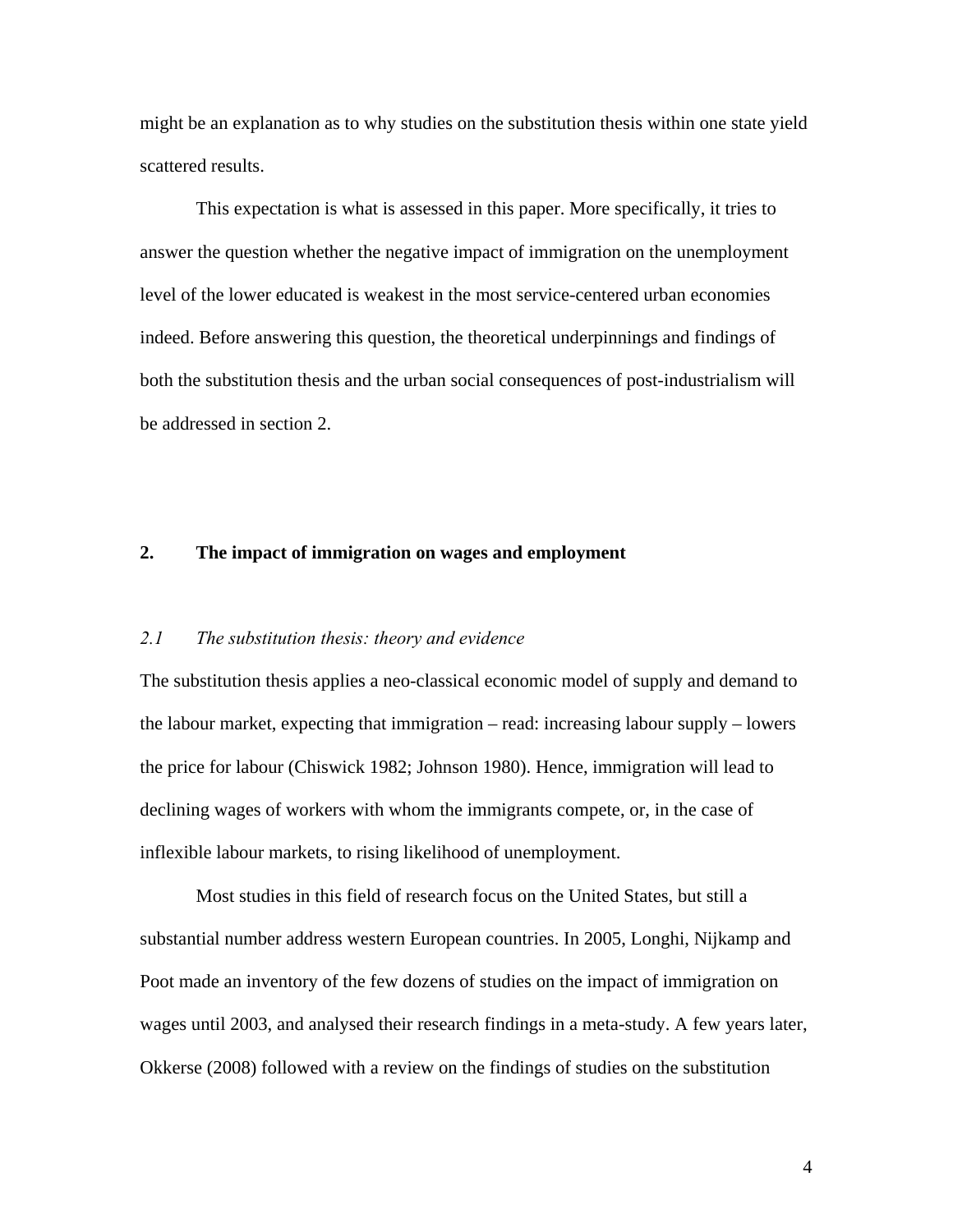might be an explanation as to why studies on the substitution thesis within one state yield scattered results.

This expectation is what is assessed in this paper. More specifically, it tries to answer the question whether the negative impact of immigration on the unemployment level of the lower educated is weakest in the most service-centered urban economies indeed. Before answering this question, the theoretical underpinnings and findings of both the substitution thesis and the urban social consequences of post-industrialism will be addressed in section 2.

## 2. The impact of immigration on wages and employment

### *2.1 The substitution thesis: theory and evidence*

The substitution thesis applies a neo-classical economic model of supply and demand to the labour market, expecting that immigration – read: increasing labour supply – lowers the price for labour (Chiswick 1982; Johnson 1980). Hence, immigration will lead to declining wages of workers with whom the immigrants compete, or, in the case of inflexible labour markets, to rising likelihood of unemployment.

Most studies in this field of research focus on the United States, but still a substantial number address western European countries. In 2005, Longhi, Nijkamp and Poot made an inventory of the few dozens of studies on the impact of immigration on wages until 2003, and analysed their research findings in a meta-study. A few years later, Okkerse (2008) followed with a review on the findings of studies on the substitution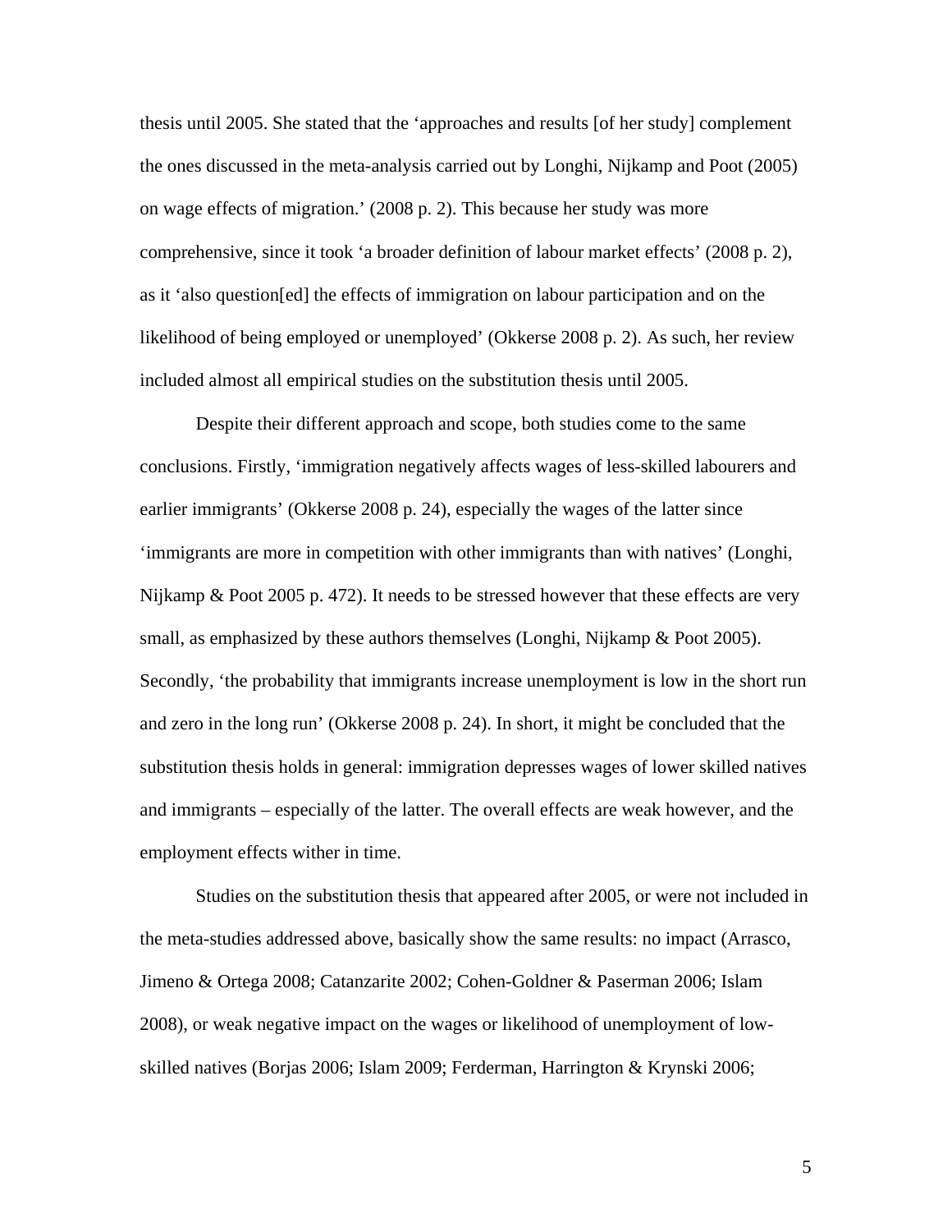thesis until 2005. She stated that the 'approaches and results [of her study] complement the ones discussed in the meta-analysis carried out by Longhi, Nijkamp and Poot (2005) on wage effects of migration.' (2008 p. 2). This because her study was more comprehensive, since it took 'a broader definition of labour market effects' (2008 p. 2), as it 'also question[ed] the effects of immigration on labour participation and on the likelihood of being employed or unemployed' (Okkerse 2008 p. 2). As such, her review included almost all empirical studies on the substitution thesis until 2005.

Despite their different approach and scope, both studies come to the same conclusions. Firstly, 'immigration negatively affects wages of less-skilled labourers and earlier immigrants' (Okkerse 2008 p. 24), especially the wages of the latter since 'immigrants are more in competition with other immigrants than with natives' (Longhi, Nijkamp & Poot 2005 p. 472). It needs to be stressed however that these effects are very small, as emphasized by these authors themselves (Longhi, Nijkamp & Poot 2005). Secondly, 'the probability that immigrants increase unemployment is low in the short run and zero in the long run' (Okkerse 2008 p. 24). In short, it might be concluded that the substitution thesis holds in general: immigration depresses wages of lower skilled natives and immigrants – especially of the latter. The overall effects are weak however, and the employment effects wither in time.

Studies on the substitution thesis that appeared after 2005, or were not included in the meta-studies addressed above, basically show the same results: no impact (Arrasco, Jimeno & Ortega 2008; Catanzarite 2002; Cohen-Goldner & Paserman 2006; Islam 2008), or weak negative impact on the wages or likelihood of unemployment of low-skilled natives (Borjas 2006; Islam 2009; Ferderman, Harrington & Krynski 2006;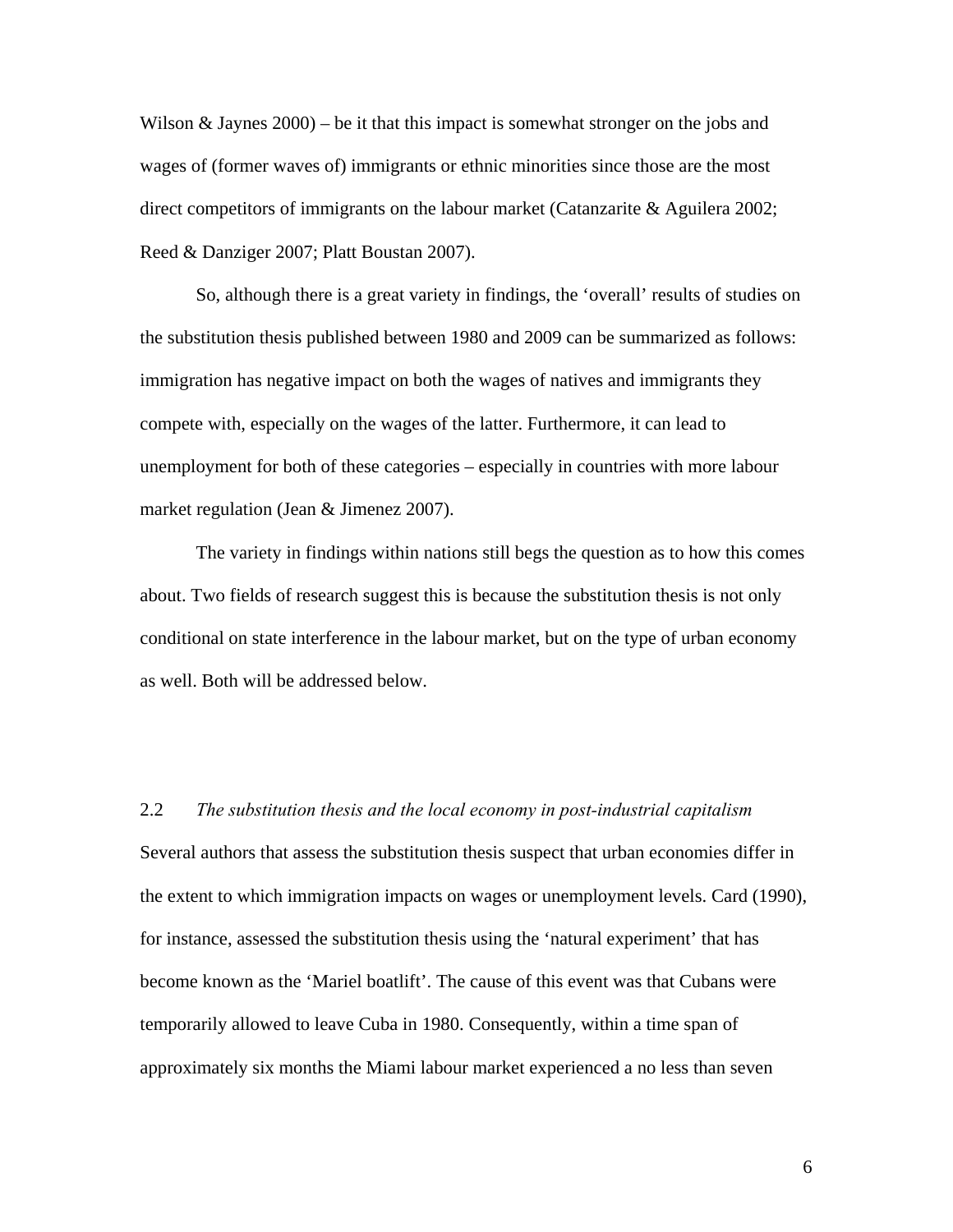Wilson & Jaynes 2000) – be it that this impact is somewhat stronger on the jobs and wages of (former waves of) immigrants or ethnic minorities since those are the most direct competitors of immigrants on the labour market (Catanzarite & Aguilera 2002; Reed & Danziger 2007; Platt Boustan 2007).

So, although there is a great variety in findings, the 'overall' results of studies on the substitution thesis published between 1980 and 2009 can be summarized as follows: immigration has negative impact on both the wages of natives and immigrants they compete with, especially on the wages of the latter. Furthermore, it can lead to unemployment for both of these categories – especially in countries with more labour market regulation (Jean & Jimenez 2007).

The variety in findings within nations still begs the question as to how this comes about. Two fields of research suggest this is because the substitution thesis is not only conditional on state interference in the labour market, but on the type of urban economy as well. Both will be addressed below.

## 2.2 *The substitution thesis and the local economy in post-industrial capitalism*

Several authors that assess the substitution thesis suspect that urban economies differ in the extent to which immigration impacts on wages or unemployment levels. Card (1990), for instance, assessed the substitution thesis using the 'natural experiment' that has become known as the 'Mariel boatlift'. The cause of this event was that Cubans were temporarily allowed to leave Cuba in 1980. Consequently, within a time span of approximately six months the Miami labour market experienced a no less than seven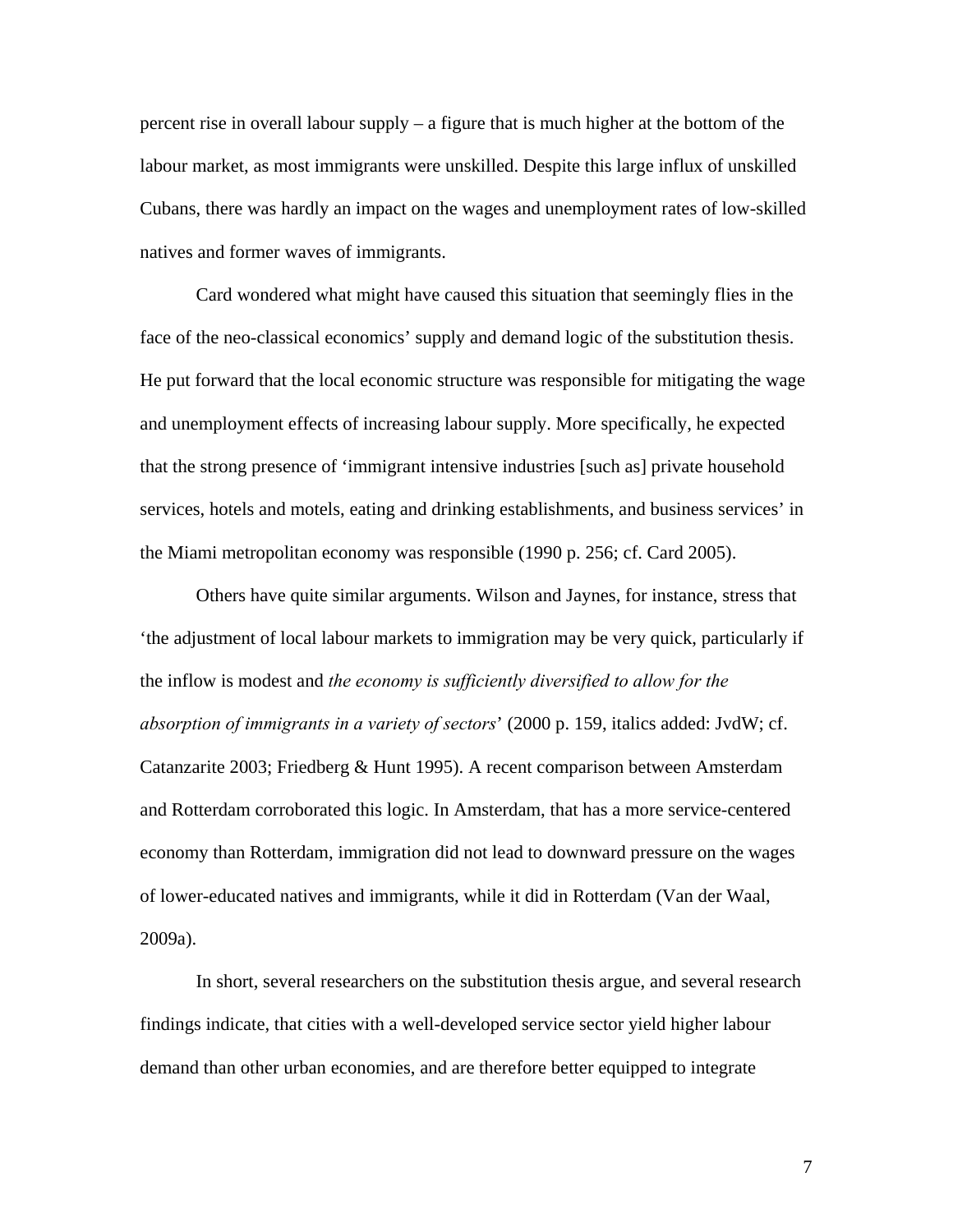percent rise in overall labour supply – a figure that is much higher at the bottom of the labour market, as most immigrants were unskilled. Despite this large influx of unskilled Cubans, there was hardly an impact on the wages and unemployment rates of low-skilled natives and former waves of immigrants.

Card wondered what might have caused this situation that seemingly flies in the face of the neo-classical economics' supply and demand logic of the substitution thesis. He put forward that the local economic structure was responsible for mitigating the wage and unemployment effects of increasing labour supply. More specifically, he expected that the strong presence of 'immigrant intensive industries [such as] private household services, hotels and motels, eating and drinking establishments, and business services' in the Miami metropolitan economy was responsible (1990 p. 256; cf. Card 2005).

Others have quite similar arguments. Wilson and Jaynes, for instance, stress that 'the adjustment of local labour markets to immigration may be very quick, particularly if the inflow is modest and *the economy is sufficiently diversified to allow for the absorption of immigrants in a variety of sectors*' (2000 p. 159, italics added: JvdW; cf. Catanzarite 2003; Friedberg & Hunt 1995). A recent comparison between Amsterdam and Rotterdam corroborated this logic. In Amsterdam, that has a more service-centered economy than Rotterdam, immigration did not lead to downward pressure on the wages of lower-educated natives and immigrants, while it did in Rotterdam (Van der Waal, 2009a).

In short, several researchers on the substitution thesis argue, and several research findings indicate, that cities with a well-developed service sector yield higher labour demand than other urban economies, and are therefore better equipped to integrate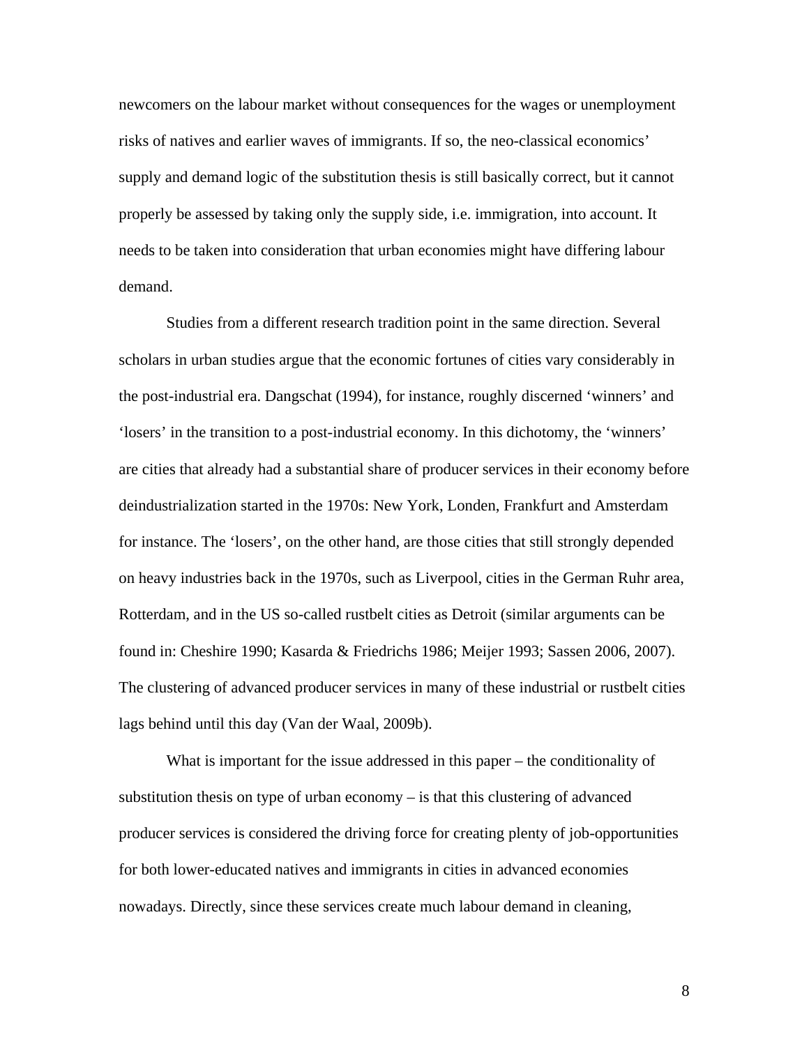newcomers on the labour market without consequences for the wages or unemployment risks of natives and earlier waves of immigrants. If so, the neo-classical economics' supply and demand logic of the substitution thesis is still basically correct, but it cannot properly be assessed by taking only the supply side, i.e. immigration, into account. It needs to be taken into consideration that urban economies might have differing labour demand.

Studies from a different research tradition point in the same direction. Several scholars in urban studies argue that the economic fortunes of cities vary considerably in the post-industrial era. Dangschat (1994), for instance, roughly discerned 'winners' and 'losers' in the transition to a post-industrial economy. In this dichotomy, the 'winners' are cities that already had a substantial share of producer services in their economy before deindustrialization started in the 1970s: New York, Londen, Frankfurt and Amsterdam for instance. The 'losers', on the other hand, are those cities that still strongly depended on heavy industries back in the 1970s, such as Liverpool, cities in the German Ruhr area, Rotterdam, and in the US so-called rustbelt cities as Detroit (similar arguments can be found in: Cheshire 1990; Kasarda & Friedrichs 1986; Meijer 1993; Sassen 2006, 2007). The clustering of advanced producer services in many of these industrial or rustbelt cities lags behind until this day (Van der Waal, 2009b).

What is important for the issue addressed in this paper – the conditionality of substitution thesis on type of urban economy – is that this clustering of advanced producer services is considered the driving force for creating plenty of job-opportunities for both lower-educated natives and immigrants in cities in advanced economies nowadays. Directly, since these services create much labour demand in cleaning,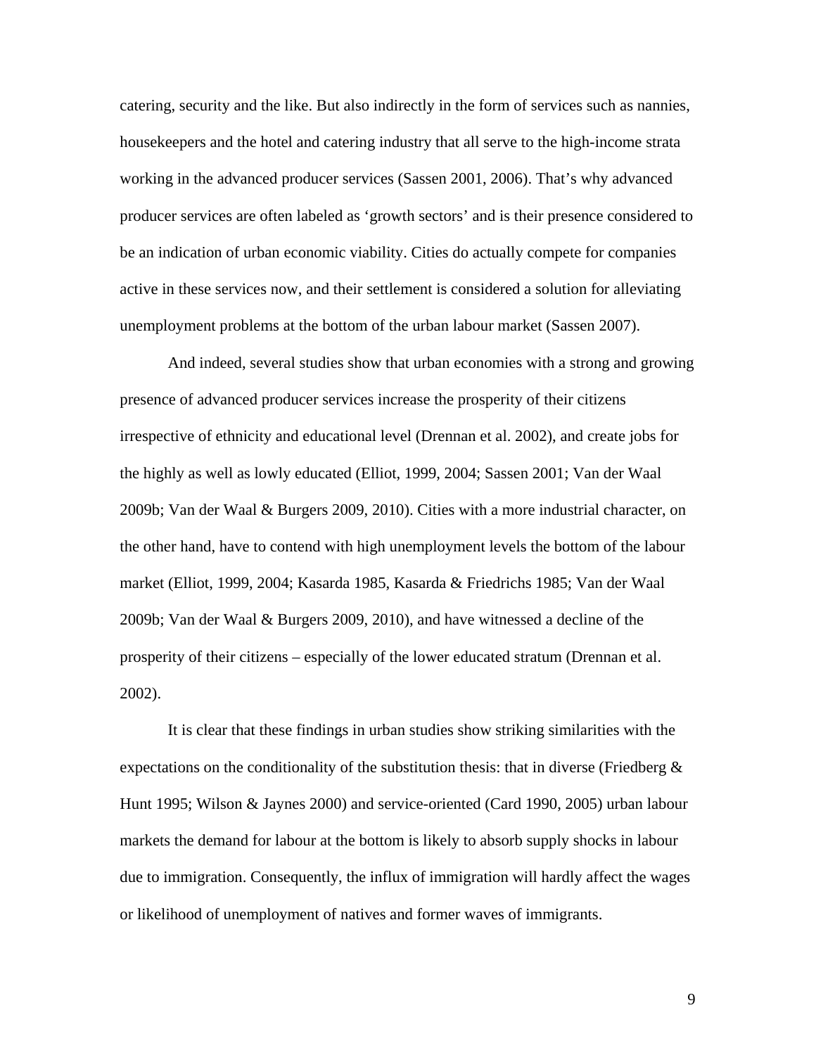catering, security and the like. But also indirectly in the form of services such as nannies, housekeepers and the hotel and catering industry that all serve to the high-income strata working in the advanced producer services (Sassen 2001, 2006). That's why advanced producer services are often labeled as 'growth sectors' and is their presence considered to be an indication of urban economic viability. Cities do actually compete for companies active in these services now, and their settlement is considered a solution for alleviating unemployment problems at the bottom of the urban labour market (Sassen 2007).

And indeed, several studies show that urban economies with a strong and growing presence of advanced producer services increase the prosperity of their citizens irrespective of ethnicity and educational level (Drennan et al. 2002), and create jobs for the highly as well as lowly educated (Elliot, 1999, 2004; Sassen 2001; Van der Waal 2009b; Van der Waal & Burgers 2009, 2010). Cities with a more industrial character, on the other hand, have to contend with high unemployment levels the bottom of the labour market (Elliot, 1999, 2004; Kasarda 1985, Kasarda & Friedrichs 1985; Van der Waal 2009b; Van der Waal & Burgers 2009, 2010), and have witnessed a decline of the prosperity of their citizens – especially of the lower educated stratum (Drennan et al. 2002).

It is clear that these findings in urban studies show striking similarities with the expectations on the conditionality of the substitution thesis: that in diverse (Friedberg & Hunt 1995; Wilson & Jaynes 2000) and service-oriented (Card 1990, 2005) urban labour markets the demand for labour at the bottom is likely to absorb supply shocks in labour due to immigration. Consequently, the influx of immigration will hardly affect the wages or likelihood of unemployment of natives and former waves of immigrants.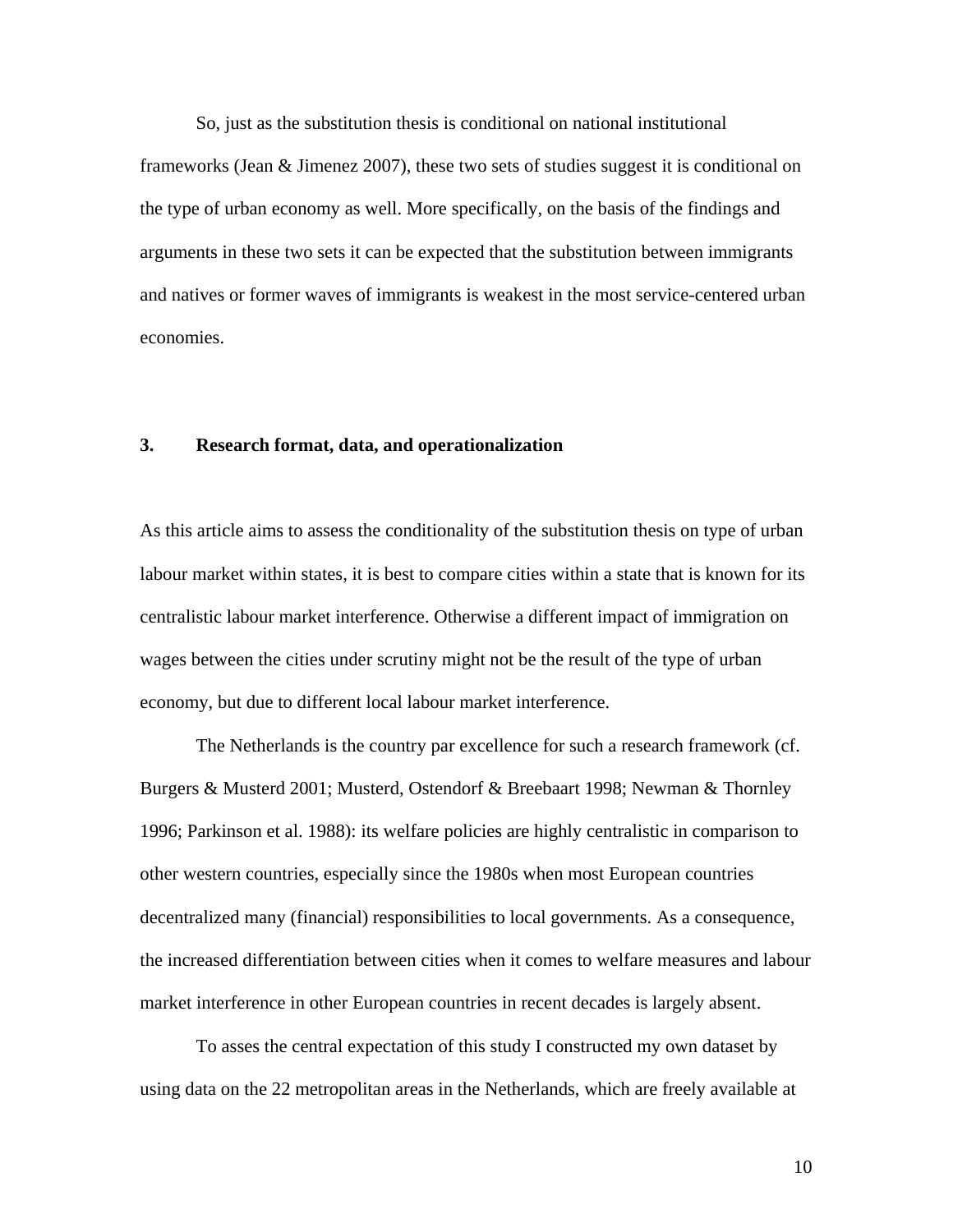So, just as the substitution thesis is conditional on national institutional frameworks (Jean & Jimenez 2007), these two sets of studies suggest it is conditional on the type of urban economy as well. More specifically, on the basis of the findings and arguments in these two sets it can be expected that the substitution between immigrants and natives or former waves of immigrants is weakest in the most service-centered urban economies.

## 3. Research format, data, and operationalization

As this article aims to assess the conditionality of the substitution thesis on type of urban labour market within states, it is best to compare cities within a state that is known for its centralistic labour market interference. Otherwise a different impact of immigration on wages between the cities under scrutiny might not be the result of the type of urban economy, but due to different local labour market interference.

The Netherlands is the country par excellence for such a research framework (cf. Burgers & Musterd 2001; Musterd, Ostendorf & Breebaart 1998; Newman & Thornley 1996; Parkinson et al. 1988): its welfare policies are highly centralistic in comparison to other western countries, especially since the 1980s when most European countries decentralized many (financial) responsibilities to local governments. As a consequence, the increased differentiation between cities when it comes to welfare measures and labour market interference in other European countries in recent decades is largely absent.

To asses the central expectation of this study I constructed my own dataset by using data on the 22 metropolitan areas in the Netherlands, which are freely available at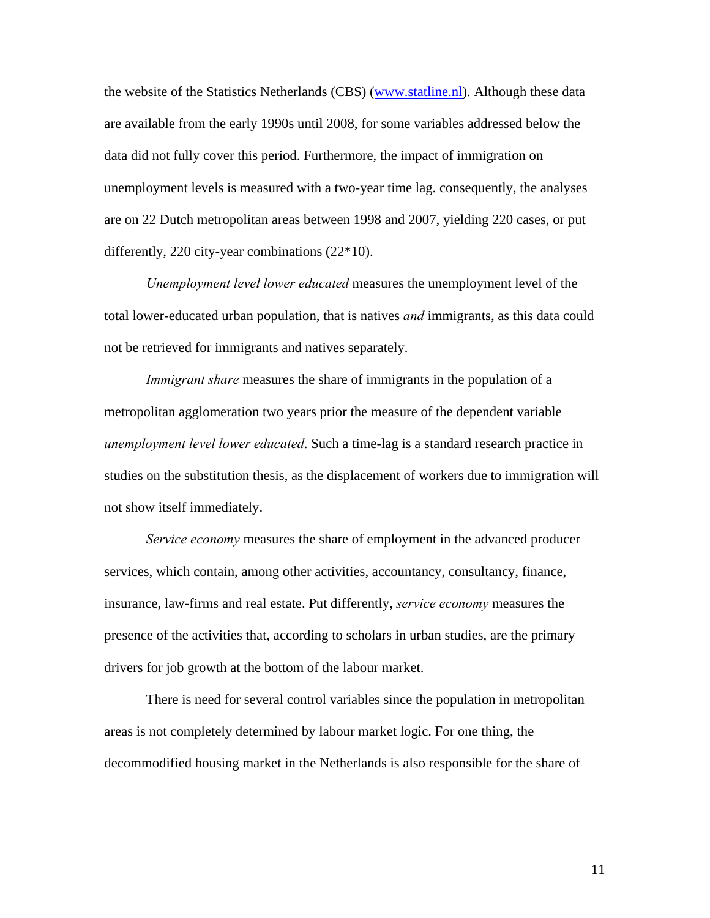the website of the Statistics Netherlands (CBS) ([www.statline.nl](http://www.statline.nl)). Although these data are available from the early 1990s until 2008, for some variables addressed below the data did not fully cover this period. Furthermore, the impact of immigration on unemployment levels is measured with a two-year time lag. consequently, the analyses are on 22 Dutch metropolitan areas between 1998 and 2007, yielding 220 cases, or put differently, 220 city-year combinations (22*10).

*Unemployment level lower educated* measures the unemployment level of the total lower-educated urban population, that is natives *and* immigrants, as this data could not be retrieved for immigrants and natives separately.

*Immigrant share* measures the share of immigrants in the population of a metropolitan agglomeration two years prior the measure of the dependent variable *unemployment level lower educated*. Such a time-lag is a standard research practice in studies on the substitution thesis, as the displacement of workers due to immigration will not show itself immediately.

*Service economy* measures the share of employment in the advanced producer services, which contain, among other activities, accountancy, consultancy, finance, insurance, law-firms and real estate. Put differently, *service economy* measures the presence of the activities that, according to scholars in urban studies, are the primary drivers for job growth at the bottom of the labour market.

There is need for several control variables since the population in metropolitan areas is not completely determined by labour market logic. For one thing, the decommodified housing market in the Netherlands is also responsible for the share of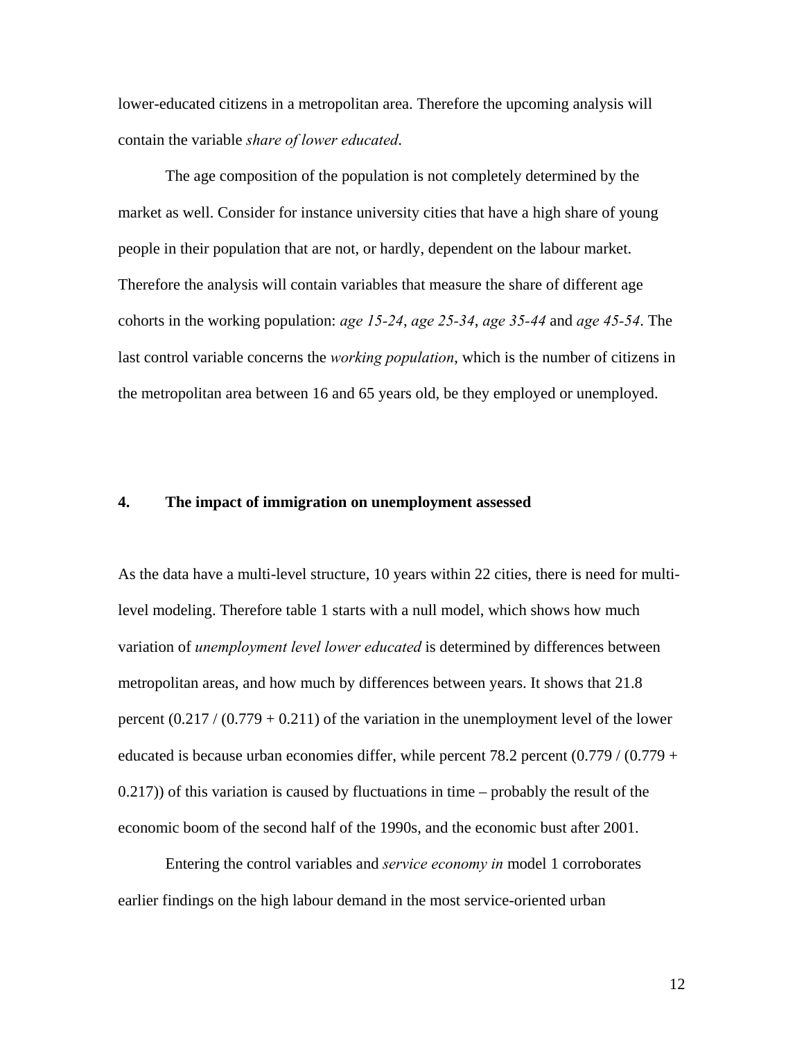lower-educated citizens in a metropolitan area. Therefore the upcoming analysis will contain the variable *share of lower educated*.

The age composition of the population is not completely determined by the market as well. Consider for instance university cities that have a high share of young people in their population that are not, or hardly, dependent on the labour market. Therefore the analysis will contain variables that measure the share of different age cohorts in the working population: *age 15-24*, *age 25-34*, *age 35-44* and *age 45-54*. The last control variable concerns the *working population*, which is the number of citizens in the metropolitan area between 16 and 65 years old, be they employed or unemployed.

## 4. The impact of immigration on unemployment assessed

As the data have a multi-level structure, 10 years within 22 cities, there is need for multi-level modeling. Therefore table 1 starts with a null model, which shows how much variation of *unemployment level lower educated* is determined by differences between metropolitan areas, and how much by differences between years. It shows that 21.8 percent (0.217 / (0.779 + 0.211) of the variation in the unemployment level of the lower educated is because urban economies differ, while percent 78.2 percent (0.779 / (0.779 + 0.217)) of this variation is caused by fluctuations in time – probably the result of the economic boom of the second half of the 1990s, and the economic bust after 2001.

Entering the control variables and *service economy in* model 1 corroborates earlier findings on the high labour demand in the most service-oriented urban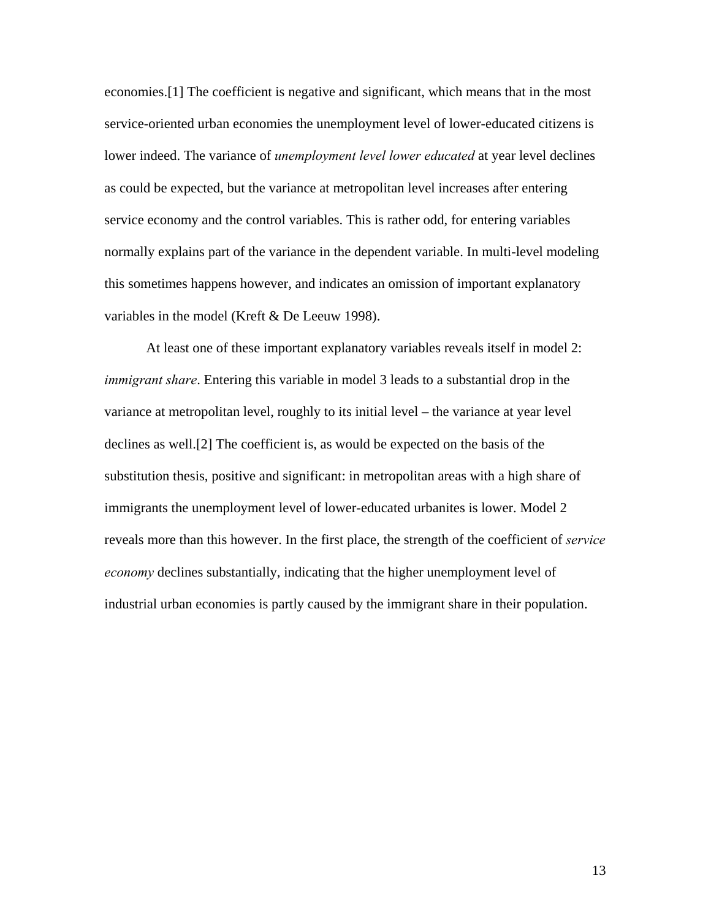economies.[1] The coefficient is negative and significant, which means that in the most service-oriented urban economies the unemployment level of lower-educated citizens is lower indeed. The variance of *unemployment level lower educated* at year level declines as could be expected, but the variance at metropolitan level increases after entering service economy and the control variables. This is rather odd, for entering variables normally explains part of the variance in the dependent variable. In multi-level modeling this sometimes happens however, and indicates an omission of important explanatory variables in the model (Kreft & De Leeuw 1998).

At least one of these important explanatory variables reveals itself in model 2: *immigrant share*. Entering this variable in model 3 leads to a substantial drop in the variance at metropolitan level, roughly to its initial level – the variance at year level declines as well.[2] The coefficient is, as would be expected on the basis of the substitution thesis, positive and significant: in metropolitan areas with a high share of immigrants the unemployment level of lower-educated urbanites is lower. Model 2 reveals more than this however. In the first place, the strength of the coefficient of *service economy* declines substantially, indicating that the higher unemployment level of industrial urban economies is partly caused by the immigrant share in their population.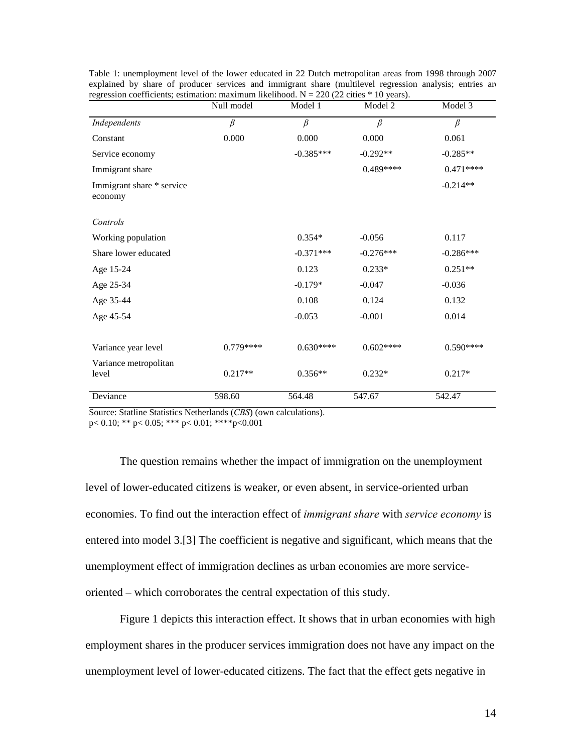Table 1: unemployment level of the lower educated in 22 Dutch metropolitan areas from 1998 through 2007 explained by share of producer services and immigrant share (multilevel regression analysis; entries are regression coefficients; estimation: maximum likelihood. N = 220 (22 cities * 10 years).

| | Null model | Model 1 | Model 2 | Model 3 |
|---|---|---|---|---|
| *Independents* | $\beta$ | $\beta$ | $\beta$ | $\beta$ |
| Constant | 0.000 | 0.000 | 0.000 | 0.061 |
| Service economy | | -0.385*** | -0.292** | -0.285** |
| Immigrant share | | | 0.489**** | 0.471**** |
| Immigrant share * service economy | | | | -0.214** |
| *Controls* | | | | |
| Working population | | 0.354* | -0.056 | 0.117 |
| Share lower educated | | -0.371*** | -0.276*** | -0.286*** |
| Age 15-24 | | 0.123 | 0.233* | 0.251** |
| Age 25-34 | | -0.179* | -0.047 | -0.036 |
| Age 35-44 | | 0.108 | 0.124 | 0.132 |
| Age 45-54 | | -0.053 | -0.001 | 0.014 |
| Variance year level | 0.779**** | 0.630**** | 0.602**** | 0.590**** |
| Variance metropolitan level | 0.217** | 0.356** | 0.232* | 0.217* |
| Deviance | 598.60 | 564.48 | 547.67 | 542.47 |

Source: Statline Statistics Netherlands (*CBS*) (own calculations).
p< 0.10; ** p< 0.05; *** p< 0.01; ****p<0.001

The question remains whether the impact of immigration on the unemployment level of lower-educated citizens is weaker, or even absent, in service-oriented urban economies. To find out the interaction effect of *immigrant share* with *service economy* is entered into model 3.[3] The coefficient is negative and significant, which means that the unemployment effect of immigration declines as urban economies are more service-oriented – which corroborates the central expectation of this study.

Figure 1 depicts this interaction effect. It shows that in urban economies with high employment shares in the producer services immigration does not have any impact on the unemployment level of lower-educated citizens. The fact that the effect gets negative in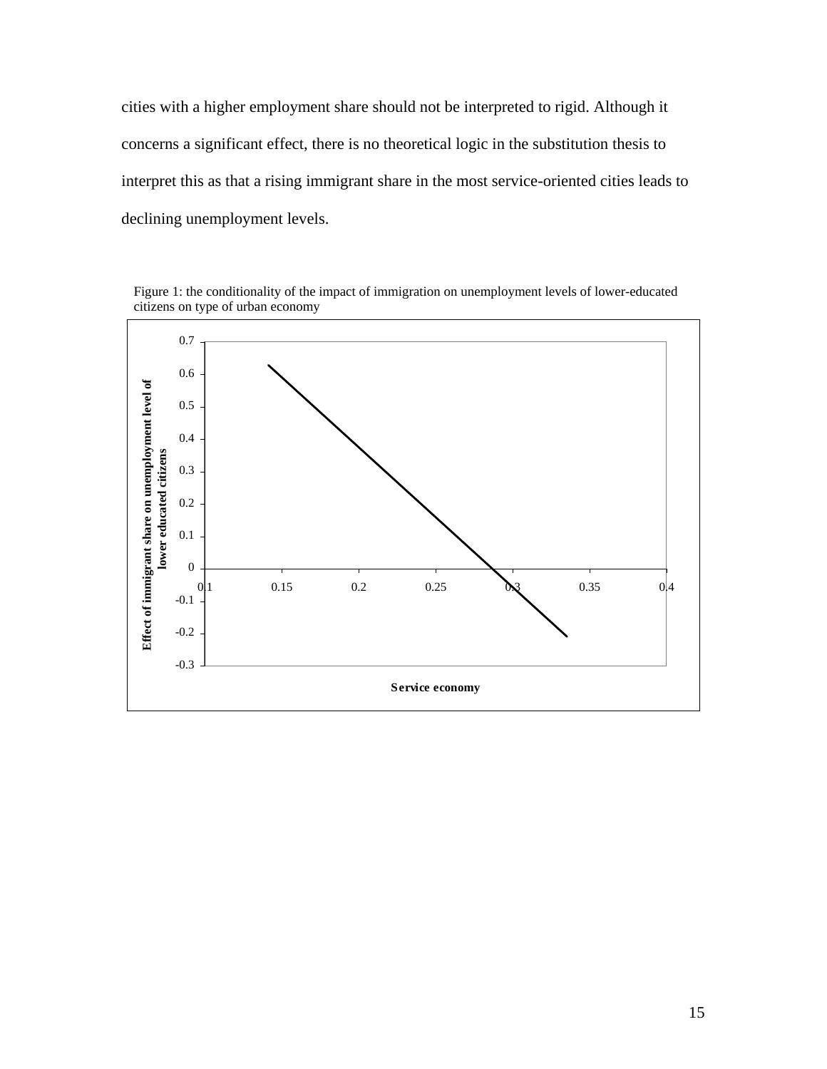cities with a higher employment share should not be interpreted to rigid. Although it concerns a significant effect, there is no theoretical logic in the substitution thesis to interpret this as that a rising immigrant share in the most service-oriented cities leads to declining unemployment levels.

Figure 1: the conditionality of the impact of immigration on unemployment levels of lower-educated citizens on type of urban economy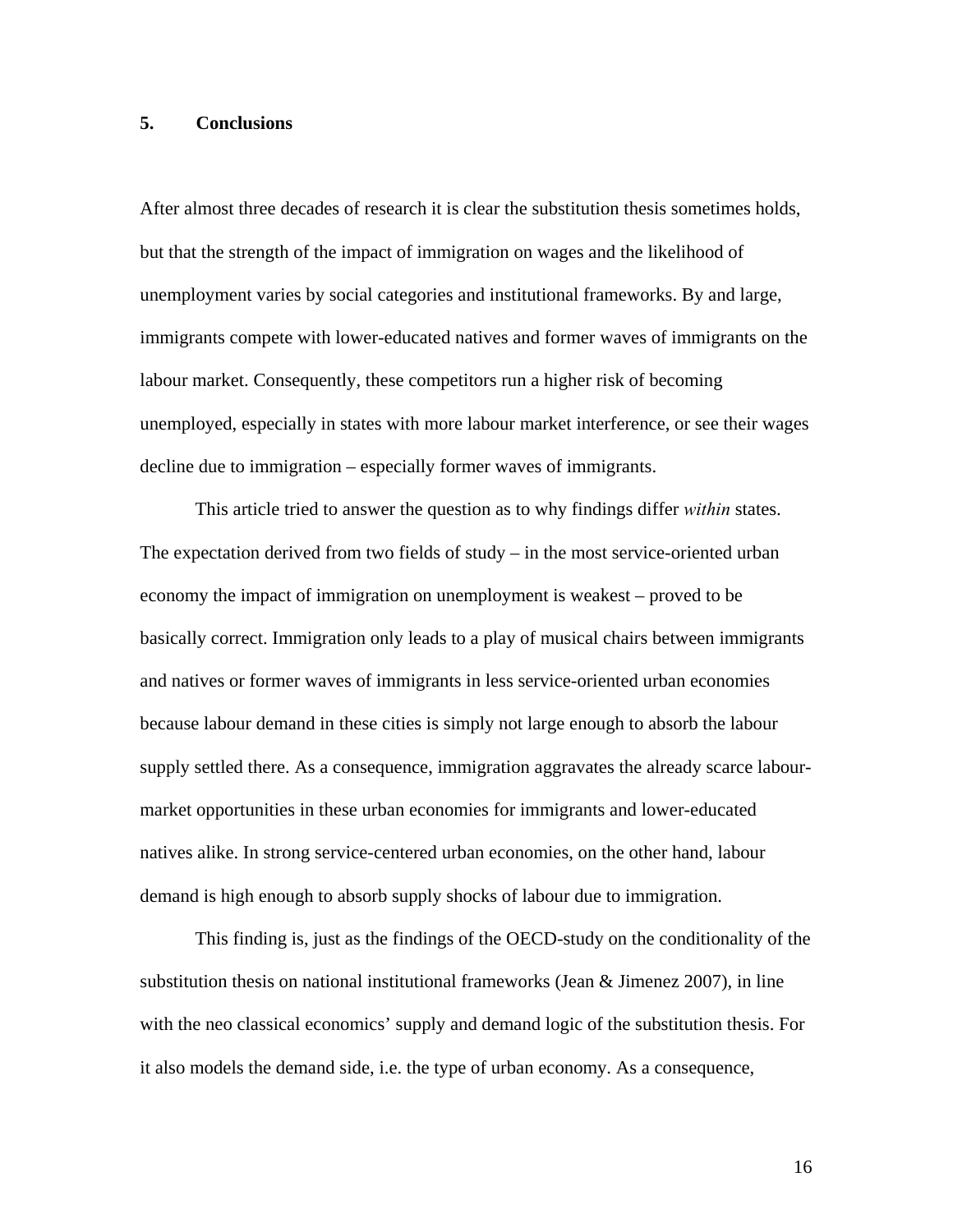## 5. Conclusions

After almost three decades of research it is clear the substitution thesis sometimes holds, but that the strength of the impact of immigration on wages and the likelihood of unemployment varies by social categories and institutional frameworks. By and large, immigrants compete with lower-educated natives and former waves of immigrants on the labour market. Consequently, these competitors run a higher risk of becoming unemployed, especially in states with more labour market interference, or see their wages decline due to immigration – especially former waves of immigrants.

This article tried to answer the question as to why findings differ *within* states. The expectation derived from two fields of study – in the most service-oriented urban economy the impact of immigration on unemployment is weakest – proved to be basically correct. Immigration only leads to a play of musical chairs between immigrants and natives or former waves of immigrants in less service-oriented urban economies because labour demand in these cities is simply not large enough to absorb the labour supply settled there. As a consequence, immigration aggravates the already scarce labour-market opportunities in these urban economies for immigrants and lower-educated natives alike. In strong service-centered urban economies, on the other hand, labour demand is high enough to absorb supply shocks of labour due to immigration.

This finding is, just as the findings of the OECD-study on the conditionality of the substitution thesis on national institutional frameworks (Jean & Jimenez 2007), in line with the neo classical economics' supply and demand logic of the substitution thesis. For it also models the demand side, i.e. the type of urban economy. As a consequence,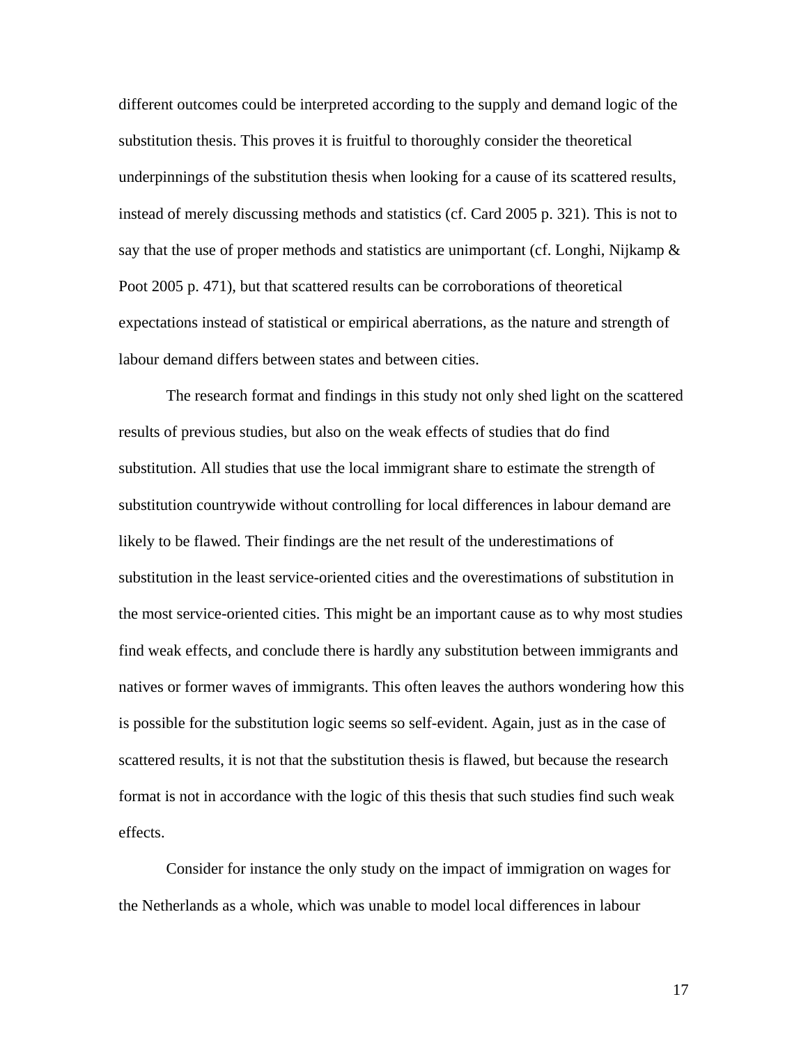different outcomes could be interpreted according to the supply and demand logic of the substitution thesis. This proves it is fruitful to thoroughly consider the theoretical underpinnings of the substitution thesis when looking for a cause of its scattered results, instead of merely discussing methods and statistics (cf. Card 2005 p. 321). This is not to say that the use of proper methods and statistics are unimportant (cf. Longhi, Nijkamp & Poot 2005 p. 471), but that scattered results can be corroborations of theoretical expectations instead of statistical or empirical aberrations, as the nature and strength of labour demand differs between states and between cities.

The research format and findings in this study not only shed light on the scattered results of previous studies, but also on the weak effects of studies that do find substitution. All studies that use the local immigrant share to estimate the strength of substitution countrywide without controlling for local differences in labour demand are likely to be flawed. Their findings are the net result of the underestimations of substitution in the least service-oriented cities and the overestimations of substitution in the most service-oriented cities. This might be an important cause as to why most studies find weak effects, and conclude there is hardly any substitution between immigrants and natives or former waves of immigrants. This often leaves the authors wondering how this is possible for the substitution logic seems so self-evident. Again, just as in the case of scattered results, it is not that the substitution thesis is flawed, but because the research format is not in accordance with the logic of this thesis that such studies find such weak effects.

Consider for instance the only study on the impact of immigration on wages for the Netherlands as a whole, which was unable to model local differences in labour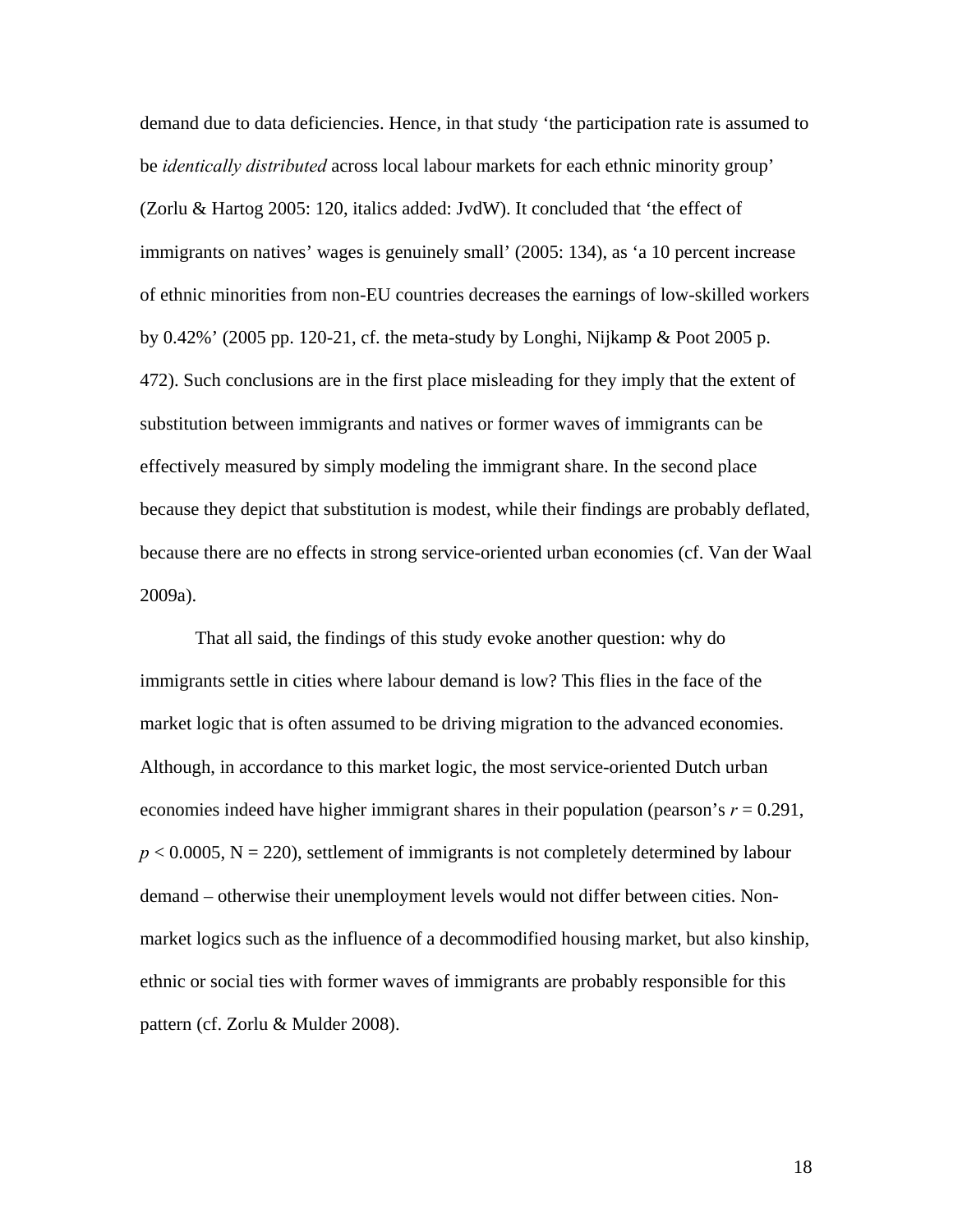demand due to data deficiencies. Hence, in that study ‘the participation rate is assumed to be *identically distributed* across local labour markets for each ethnic minority group’ (Zorlu & Hartog 2005: 120, italics added: JvdW). It concluded that ‘the effect of immigrants on natives’ wages is genuinely small’ (2005: 134), as ‘a 10 percent increase of ethnic minorities from non-EU countries decreases the earnings of low-skilled workers by 0.42%’ (2005 pp. 120-21, cf. the meta-study by Longhi, Nijkamp & Poot 2005 p. 472). Such conclusions are in the first place misleading for they imply that the extent of substitution between immigrants and natives or former waves of immigrants can be effectively measured by simply modeling the immigrant share. In the second place because they depict that substitution is modest, while their findings are probably deflated, because there are no effects in strong service-oriented urban economies (cf. Van der Waal 2009a).

That all said, the findings of this study evoke another question: why do immigrants settle in cities where labour demand is low? This flies in the face of the market logic that is often assumed to be driving migration to the advanced economies. Although, in accordance to this market logic, the most service-oriented Dutch urban economies indeed have higher immigrant shares in their population (pearson’s $r = 0.291$, $p < 0.0005$, N = 220), settlement of immigrants is not completely determined by labour demand – otherwise their unemployment levels would not differ between cities. Non-market logics such as the influence of a decommodified housing market, but also kinship, ethnic or social ties with former waves of immigrants are probably responsible for this pattern (cf. Zorlu & Mulder 2008).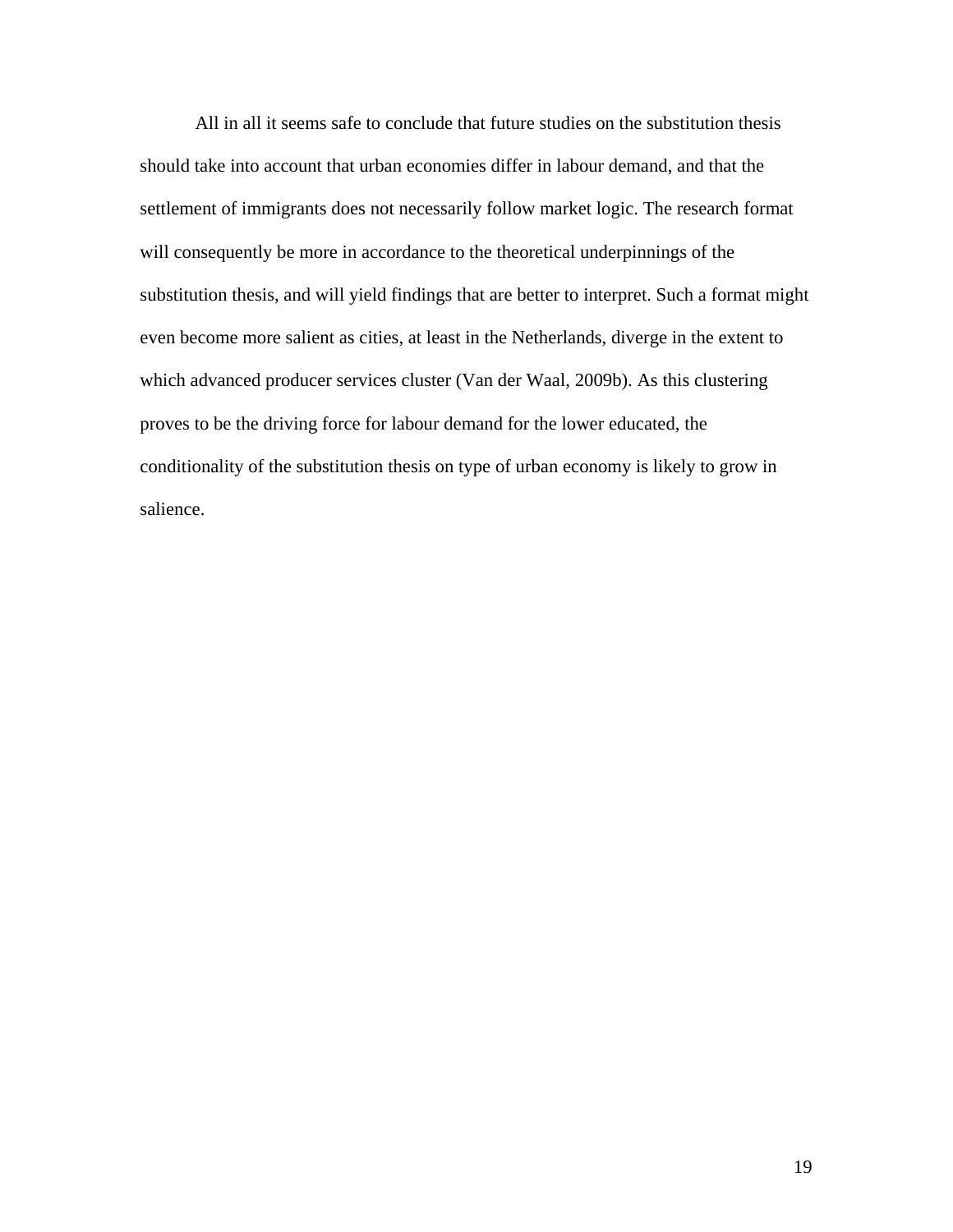All in all it seems safe to conclude that future studies on the substitution thesis should take into account that urban economies differ in labour demand, and that the settlement of immigrants does not necessarily follow market logic. The research format will consequently be more in accordance to the theoretical underpinnings of the substitution thesis, and will yield findings that are better to interpret. Such a format might even become more salient as cities, at least in the Netherlands, diverge in the extent to which advanced producer services cluster (Van der Waal, 2009b). As this clustering proves to be the driving force for labour demand for the lower educated, the conditionality of the substitution thesis on type of urban economy is likely to grow in salience.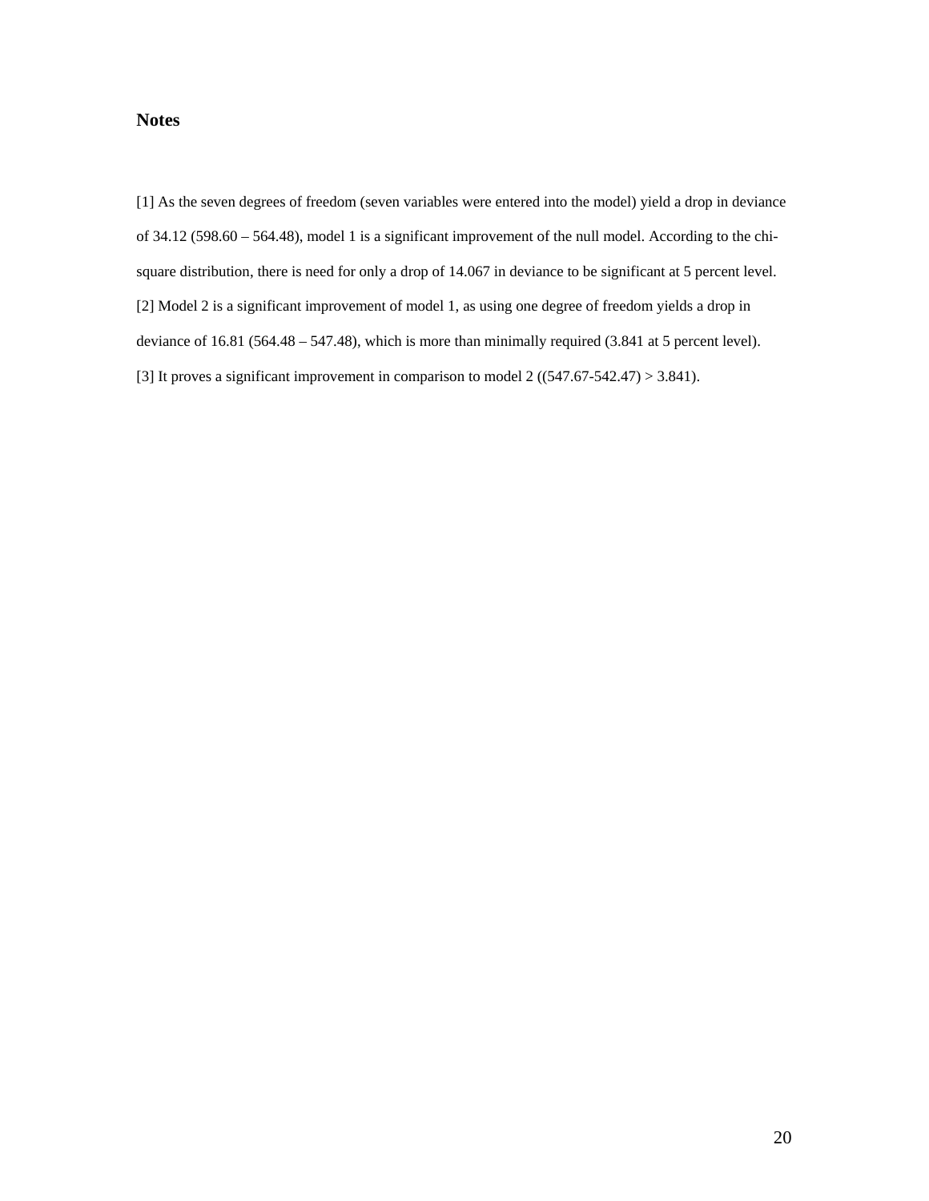## Notes

[1] As the seven degrees of freedom (seven variables were entered into the model) yield a drop in deviance of 34.12 (598.60 – 564.48), model 1 is a significant improvement of the null model. According to the chi-square distribution, there is need for only a drop of 14.067 in deviance to be significant at 5 percent level.

[2] Model 2 is a significant improvement of model 1, as using one degree of freedom yields a drop in deviance of 16.81 (564.48 – 547.48), which is more than minimally required (3.841 at 5 percent level).

[3] It proves a significant improvement in comparison to model 2 ((547.67-542.47) > 3.841).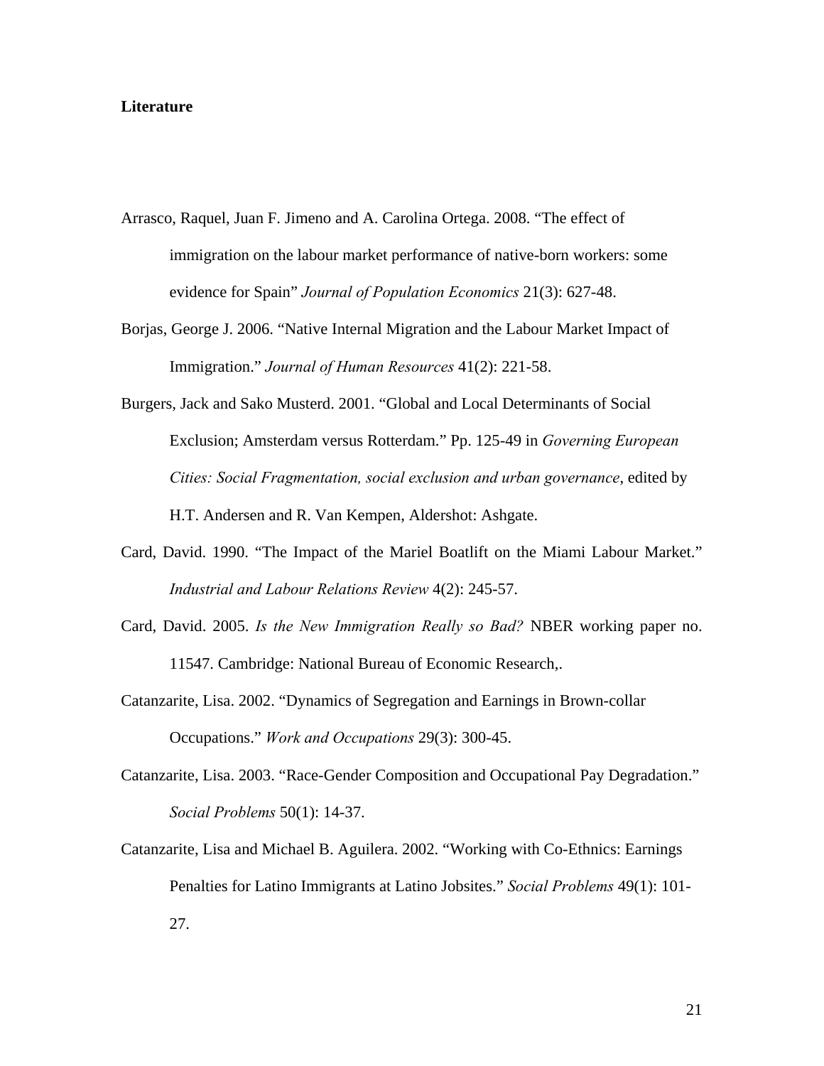**Literature**

Arrasco, Raquel, Juan F. Jimeno and A. Carolina Ortega. 2008. "The effect of immigration on the labour market performance of native-born workers: some evidence for Spain" *Journal of Population Economics* 21(3): 627-48.

Borjas, George J. 2006. "Native Internal Migration and the Labour Market Impact of Immigration." *Journal of Human Resources* 41(2): 221-58.

Burgers, Jack and Sako Musterd. 2001. "Global and Local Determinants of Social Exclusion; Amsterdam versus Rotterdam." Pp. 125-49 in *Governing European Cities: Social Fragmentation, social exclusion and urban governance*, edited by H.T. Andersen and R. Van Kempen, Aldershot: Ashgate.

Card, David. 1990. "The Impact of the Mariel Boatlift on the Miami Labour Market." *Industrial and Labour Relations Review* 4(2): 245-57.

Card, David. 2005. *Is the New Immigration Really so Bad?* NBER working paper no. 11547. Cambridge: National Bureau of Economic Research,.

Catanzarite, Lisa. 2002. "Dynamics of Segregation and Earnings in Brown-collar Occupations." *Work and Occupations* 29(3): 300-45.

Catanzarite, Lisa. 2003. "Race-Gender Composition and Occupational Pay Degradation." *Social Problems* 50(1): 14-37.

Catanzarite, Lisa and Michael B. Aguilera. 2002. "Working with Co-Ethnics: Earnings Penalties for Latino Immigrants at Latino Jobsites." *Social Problems* 49(1): 101-27.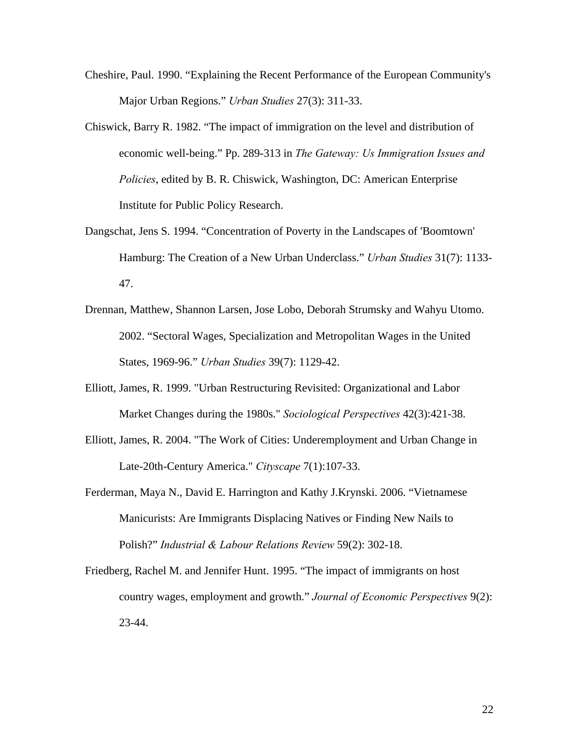Cheshire, Paul. 1990. “Explaining the Recent Performance of the European Community's Major Urban Regions.” *Urban Studies* 27(3): 311-33.

Chiswick, Barry R. 1982. “The impact of immigration on the level and distribution of economic well-being.” Pp. 289-313 in *The Gateway: Us Immigration Issues and Policies*, edited by B. R. Chiswick, Washington, DC: American Enterprise Institute for Public Policy Research.

Dangschat, Jens S. 1994. “Concentration of Poverty in the Landscapes of 'Boomtown' Hamburg: The Creation of a New Urban Underclass.” *Urban Studies* 31(7): 1133-47.

Drennan, Matthew, Shannon Larsen, Jose Lobo, Deborah Strumsky and Wahyu Utomo. 2002. “Sectoral Wages, Specialization and Metropolitan Wages in the United States, 1969-96.” *Urban Studies* 39(7): 1129-42.

Elliott, James, R. 1999. "Urban Restructuring Revisited: Organizational and Labor Market Changes during the 1980s." *Sociological Perspectives* 42(3):421-38.

Elliott, James, R. 2004. "The Work of Cities: Underemployment and Urban Change in Late-20th-Century America." *Cityscape* 7(1):107-33.

Ferderman, Maya N., David E. Harrington and Kathy J.Krynski. 2006. “Vietnamese Manicurists: Are Immigrants Displacing Natives or Finding New Nails to Polish?” *Industrial & Labour Relations Review* 59(2): 302-18.

Friedberg, Rachel M. and Jennifer Hunt. 1995. “The impact of immigrants on host country wages, employment and growth.” *Journal of Economic Perspectives* 9(2): 23-44.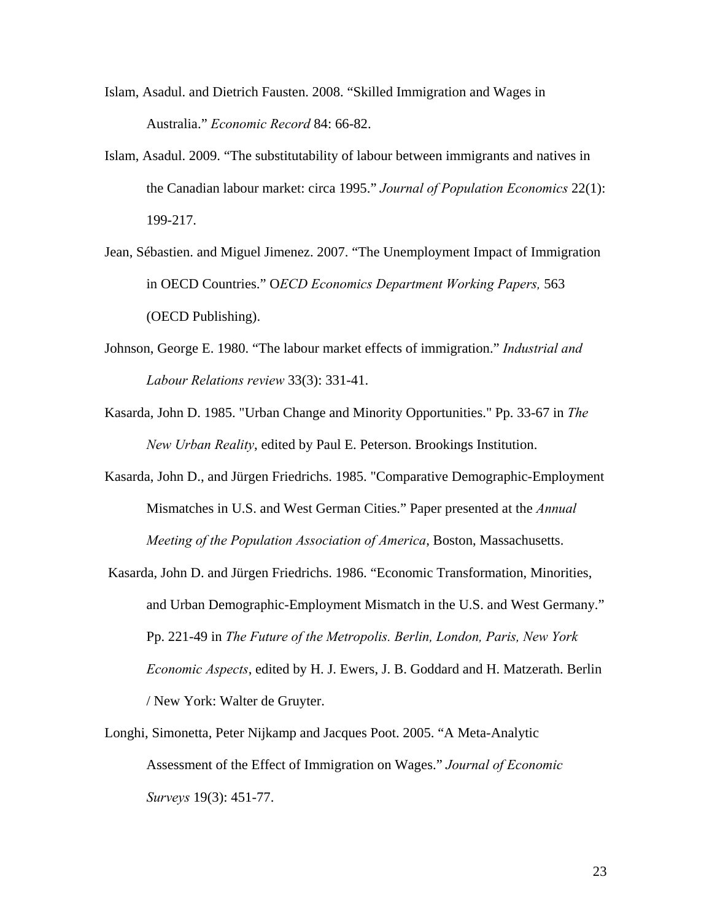Islam, Asadul. and Dietrich Fausten. 2008. "Skilled Immigration and Wages in Australia." *Economic Record* 84: 66-82.

Islam, Asadul. 2009. "The substitutability of labour between immigrants and natives in the Canadian labour market: circa 1995." *Journal of Population Economics* 22(1): 199-217.

Jean, Sébastien. and Miguel Jimenez. 2007. "The Unemployment Impact of Immigration in OECD Countries." O*ECD Economics Department Working Papers,* 563 (OECD Publishing).

Johnson, George E. 1980. "The labour market effects of immigration." *Industrial and Labour Relations review* 33(3): 331-41.

Kasarda, John D. 1985. "Urban Change and Minority Opportunities." Pp. 33-67 in *The New Urban Reality*, edited by Paul E. Peterson. Brookings Institution.

Kasarda, John D., and Jürgen Friedrichs. 1985. "Comparative Demographic-Employment Mismatches in U.S. and West German Cities." Paper presented at the *Annual Meeting of the Population Association of America*, Boston, Massachusetts.

Kasarda, John D. and Jürgen Friedrichs. 1986. "Economic Transformation, Minorities, and Urban Demographic-Employment Mismatch in the U.S. and West Germany." Pp. 221-49 in *The Future of the Metropolis. Berlin, London, Paris, New York Economic Aspects*, edited by H. J. Ewers, J. B. Goddard and H. Matzerath. Berlin / New York: Walter de Gruyter.

Longhi, Simonetta, Peter Nijkamp and Jacques Poot. 2005. "A Meta-Analytic Assessment of the Effect of Immigration on Wages." *Journal of Economic Surveys* 19(3): 451-77.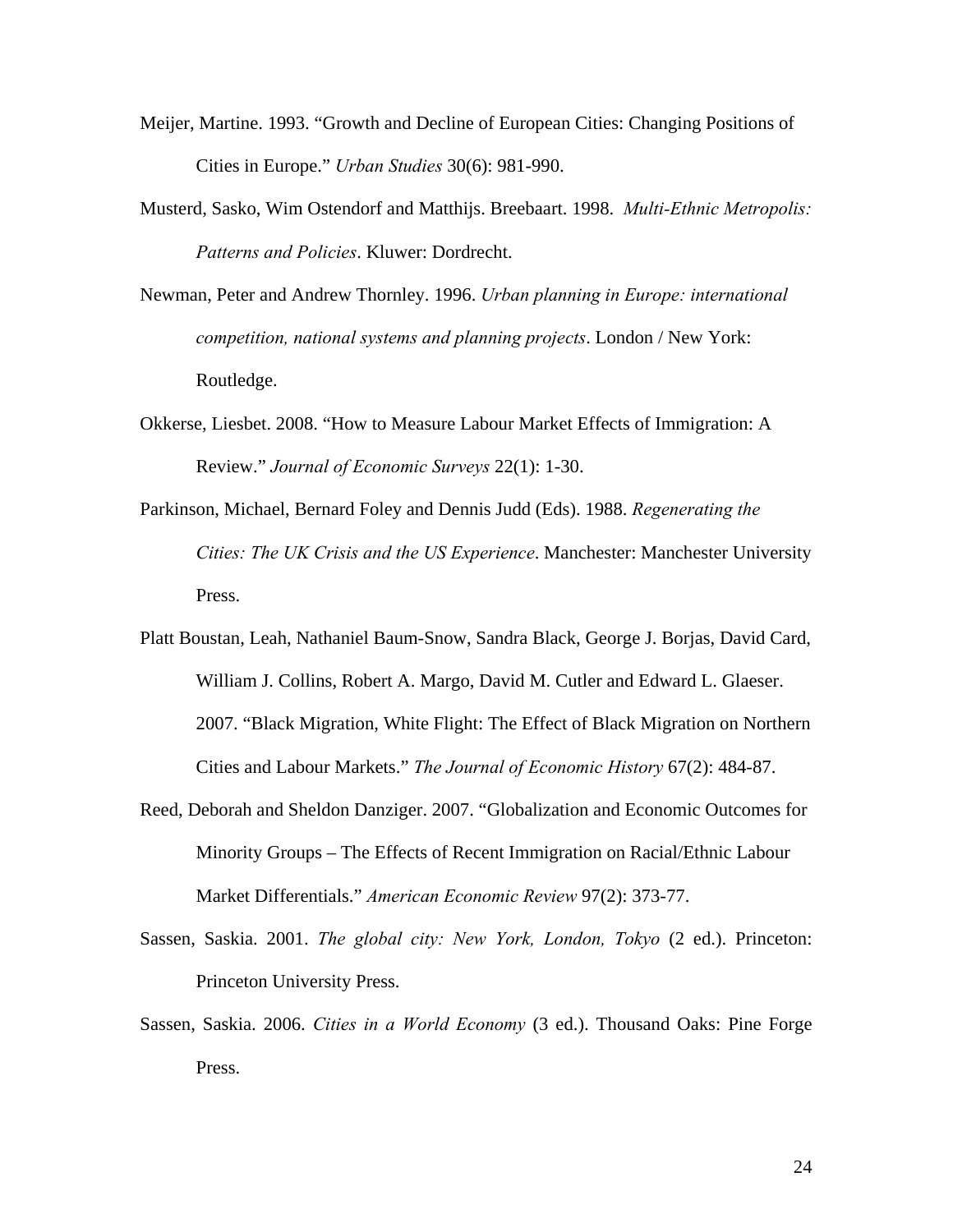Meijer, Martine. 1993. “Growth and Decline of European Cities: Changing Positions of Cities in Europe.” *Urban Studies* 30(6): 981-990.

Musterd, Sasko, Wim Ostendorf and Matthijs. Breebaart. 1998. *Multi-Ethnic Metropolis: Patterns and Policies*. Kluwer: Dordrecht.

Newman, Peter and Andrew Thornley. 1996. *Urban planning in Europe: international competition, national systems and planning projects*. London / New York: Routledge.

Okkerse, Liesbet. 2008. “How to Measure Labour Market Effects of Immigration: A Review.” *Journal of Economic Surveys* 22(1): 1-30.

Parkinson, Michael, Bernard Foley and Dennis Judd (Eds). 1988. *Regenerating the Cities: The UK Crisis and the US Experience*. Manchester: Manchester University Press.

Platt Boustan, Leah, Nathaniel Baum-Snow, Sandra Black, George J. Borjas, David Card, William J. Collins, Robert A. Margo, David M. Cutler and Edward L. Glaeser. 2007. “Black Migration, White Flight: The Effect of Black Migration on Northern Cities and Labour Markets.” *The Journal of Economic History* 67(2): 484-87.

Reed, Deborah and Sheldon Danziger. 2007. “Globalization and Economic Outcomes for Minority Groups – The Effects of Recent Immigration on Racial/Ethnic Labour Market Differentials.” *American Economic Review* 97(2): 373-77.

Sassen, Saskia. 2001. *The global city: New York, London, Tokyo* (2 ed.). Princeton: Princeton University Press.

Sassen, Saskia. 2006. *Cities in a World Economy* (3 ed.). Thousand Oaks: Pine Forge Press.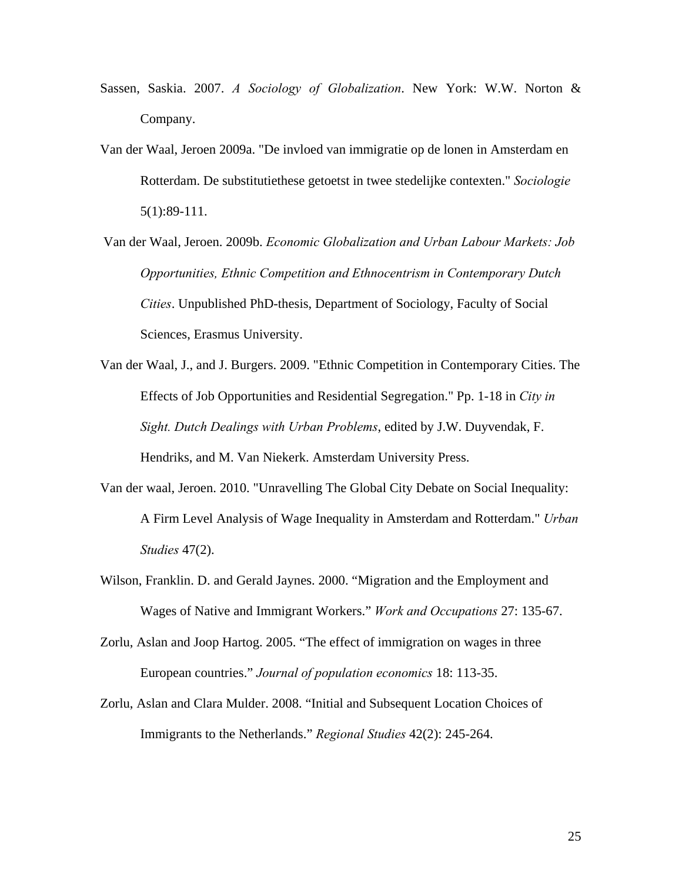Sassen, Saskia. 2007. *A Sociology of Globalization*. New York: W.W. Norton & Company.

Van der Waal, Jeroen 2009a. "De invloed van immigratie op de lonen in Amsterdam en Rotterdam. De substitutiethese getoetst in twee stedelijke contexten." *Sociologie* 5(1):89-111.

Van der Waal, Jeroen. 2009b. *Economic Globalization and Urban Labour Markets: Job Opportunities, Ethnic Competition and Ethnocentrism in Contemporary Dutch Cities*. Unpublished PhD-thesis, Department of Sociology, Faculty of Social Sciences, Erasmus University.

Van der Waal, J., and J. Burgers. 2009. "Ethnic Competition in Contemporary Cities. The Effects of Job Opportunities and Residential Segregation." Pp. 1-18 in *City in Sight. Dutch Dealings with Urban Problems*, edited by J.W. Duyvendak, F. Hendriks, and M. Van Niekerk. Amsterdam University Press.

Van der waal, Jeroen. 2010. "Unravelling The Global City Debate on Social Inequality: A Firm Level Analysis of Wage Inequality in Amsterdam and Rotterdam." *Urban Studies* 47(2).

Wilson, Franklin. D. and Gerald Jaynes. 2000. "Migration and the Employment and Wages of Native and Immigrant Workers." *Work and Occupations* 27: 135-67.

Zorlu, Aslan and Joop Hartog. 2005. "The effect of immigration on wages in three European countries." *Journal of population economics* 18: 113-35.

Zorlu, Aslan and Clara Mulder. 2008. "Initial and Subsequent Location Choices of Immigrants to the Netherlands." *Regional Studies* 42(2): 245-264.